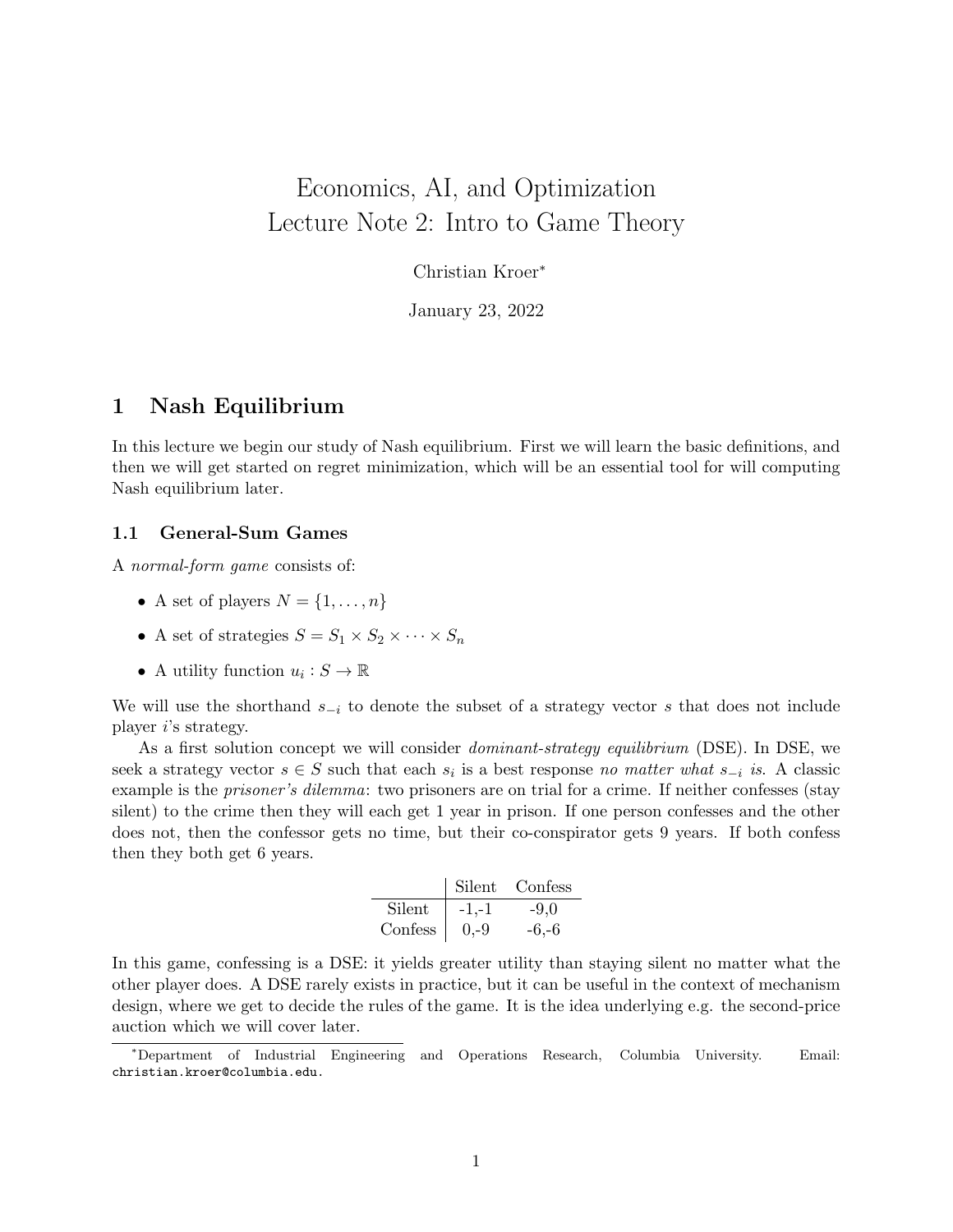# Economics, AI, and Optimization
# Lecture Note 2: Intro to Game Theory

Christian Kroer*

January 23, 2022

## 1 Nash Equilibrium

In this lecture we begin our study of Nash equilibrium. First we will learn the basic definitions, and then we will get started on regret minimization, which will be an essential tool for will computing Nash equilibrium later.

### 1.1 General-Sum Games

A *normal-form game* consists of:

- A set of players $N = \{1, \ldots, n\}$
- A set of strategies $S = S_1 \times S_2 \times \cdots \times S_n$
- A utility function $u_i : S \to \mathbb{R}$

We will use the shorthand $s_{-i}$ to denote the subset of a strategy vector $s$ that does not include player $i$'s strategy.

As a first solution concept we will consider *dominant-strategy equilibrium* (DSE). In DSE, we seek a strategy vector $s \in S$ such that each $s_i$ is a best response *no matter what* $s_{-i}$ *is*. A classic example is the *prisoner's dilemma*: two prisoners are on trial for a crime. If neither confesses (stay silent) to the crime then they will each get 1 year in prison. If one person confesses and the other does not, then the confessor gets no time, but their co-conspirator gets 9 years. If both confess then they both get 6 years.

| | Silent | Confess |
|---|---|---|
| Silent | -1,-1 | -9,0 |
| Confess | 0,-9 | -6,-6 |

In this game, confessing is a DSE: it yields greater utility than staying silent no matter what the other player does. A DSE rarely exists in practice, but it can be useful in the context of mechanism design, where we get to decide the rules of the game. It is the idea underlying e.g. the second-price auction which we will cover later.

*Department of Industrial Engineering and Operations Research, Columbia University. Email: christian.kroer@columbia.edu.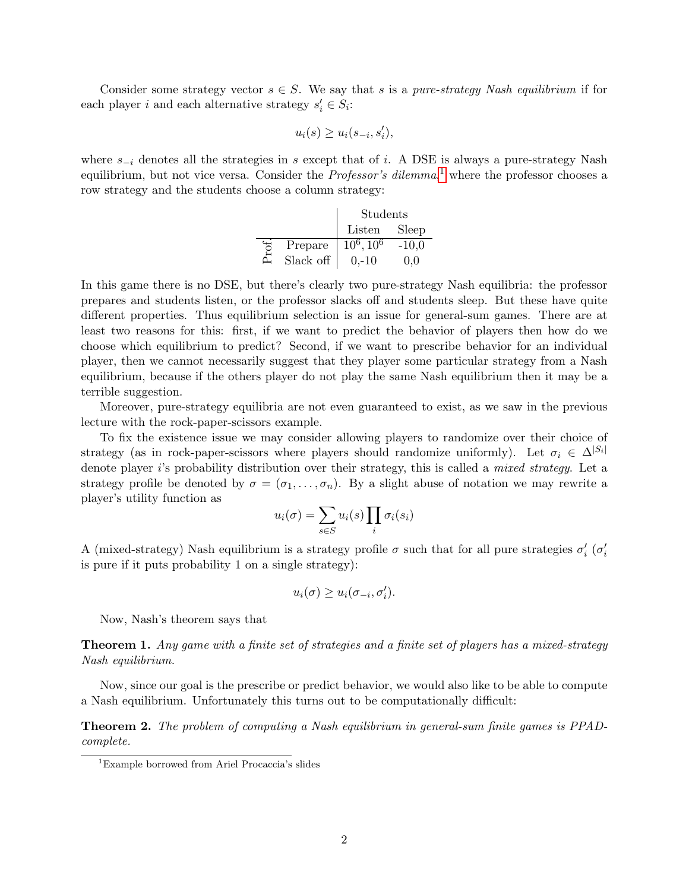Consider some strategy vector $s \in S$. We say that $s$ is a *pure-strategy Nash equilibrium* if for each player $i$ and each alternative strategy $s'_i \in S_i$:

$$u_i(s) \geq u_i(s_{-i}, s'_i),$$

where $s_{-i}$ denotes all the strategies in $s$ except that of $i$. A DSE is always a pure-strategy Nash equilibrium, but not vice versa. Consider the *Professor's dilemma*[1] where the professor chooses a row strategy and the students choose a column strategy:

| | | Students | |
|---|---|---|---|
| | | Listen | Sleep |
| Prof. | Prepare | $10^6, 10^6$ | -10,0 |
| | Slack off | 0,-10 | 0,0 |

In this game there is no DSE, but there's clearly two pure-strategy Nash equilibria: the professor prepares and students listen, or the professor slacks off and students sleep. But these have quite different properties. Thus equilibrium selection is an issue for general-sum games. There are at least two reasons for this: first, if we want to predict the behavior of players then how do we choose which equilibrium to predict? Second, if we want to prescribe behavior for an individual player, then we cannot necessarily suggest that they player some particular strategy from a Nash equilibrium, because if the others player do not play the same Nash equilibrium then it may be a terrible suggestion.

Moreover, pure-strategy equilibria are not even guaranteed to exist, as we saw in the previous lecture with the rock-paper-scissors example.

To fix the existence issue we may consider allowing players to randomize over their choice of strategy (as in rock-paper-scissors where players should randomize uniformly). Let $\sigma_i \in \Delta^{|S_i|}$ denote player $i$'s probability distribution over their strategy, this is called a *mixed strategy*. Let a strategy profile be denoted by $\sigma = (\sigma_1, \ldots, \sigma_n)$. By a slight abuse of notation we may rewrite a player's utility function as

$$u_i(\sigma) = \sum_{s \in S} u_i(s) \prod_i \sigma_i(s_i)$$

A (mixed-strategy) Nash equilibrium is a strategy profile $\sigma$ such that for all pure strategies $\sigma'_i$ ($\sigma'_i$ is pure if it puts probability 1 on a single strategy):

$$u_i(\sigma) \geq u_i(\sigma_{-i}, \sigma'_i).$$

Now, Nash's theorem says that

**Theorem 1.** *Any game with a finite set of strategies and a finite set of players has a mixed-strategy Nash equilibrium.*

Now, since our goal is the prescribe or predict behavior, we would also like to be able to compute a Nash equilibrium. Unfortunately this turns out to be computationally difficult:

**Theorem 2.** *The problem of computing a Nash equilibrium in general-sum finite games is PPAD-complete.*

[1] Example borrowed from Ariel Procaccia's slides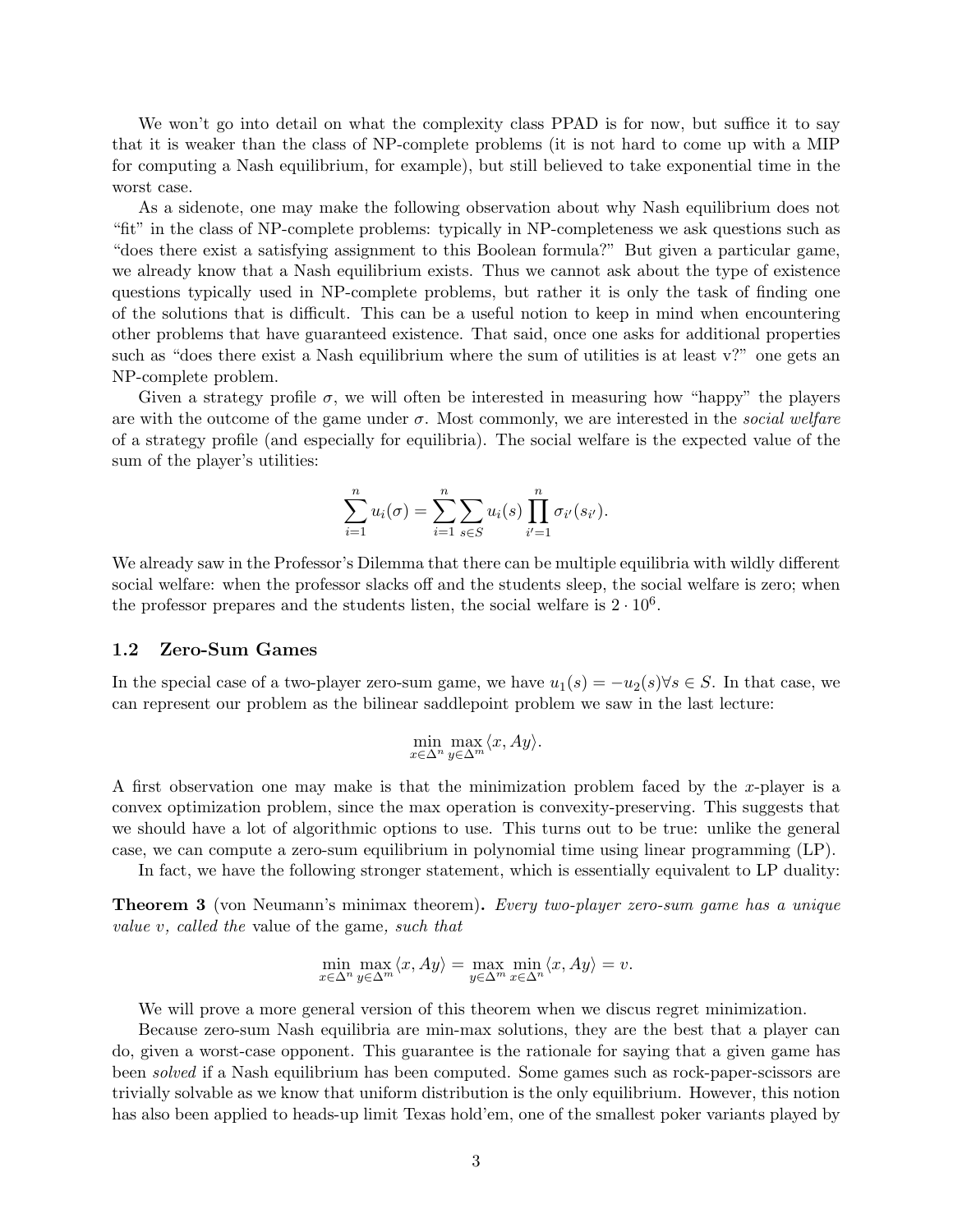We won't go into detail on what the complexity class PPAD is for now, but suffice it to say that it is weaker than the class of NP-complete problems (it is not hard to come up with a MIP for computing a Nash equilibrium, for example), but still believed to take exponential time in the worst case.

As a sidenote, one may make the following observation about why Nash equilibrium does not "fit" in the class of NP-complete problems: typically in NP-completeness we ask questions such as "does there exist a satisfying assignment to this Boolean formula?" But given a particular game, we already know that a Nash equilibrium exists. Thus we cannot ask about the type of existence questions typically used in NP-complete problems, but rather it is only the task of finding one of the solutions that is difficult. This can be a useful notion to keep in mind when encountering other problems that have guaranteed existence. That said, once one asks for additional properties such as "does there exist a Nash equilibrium where the sum of utilities is at least v?" one gets an NP-complete problem.

Given a strategy profile $\sigma$, we will often be interested in measuring how "happy" the players are with the outcome of the game under $\sigma$. Most commonly, we are interested in the *social welfare* of a strategy profile (and especially for equilibria). The social welfare is the expected value of the sum of the player's utilities:

$$\sum_{i=1}^{n} u_i(\sigma) = \sum_{i=1}^{n} \sum_{s \in S} u_i(s) \prod_{i'=1}^{n} \sigma_{i'}(s_{i'}).$$

We already saw in the Professor's Dilemma that there can be multiple equilibria with wildly different social welfare: when the professor slacks off and the students sleep, the social welfare is zero; when the professor prepares and the students listen, the social welfare is $2 \cdot 10^6$.

### 1.2 Zero-Sum Games

In the special case of a two-player zero-sum game, we have $u_1(s) = -u_2(s) \forall s \in S$. In that case, we can represent our problem as the bilinear saddlepoint problem we saw in the last lecture:

$$\min_{x \in \Delta^n} \max_{y \in \Delta^m} \langle x, Ay \rangle.$$

A first observation one may make is that the minimization problem faced by the $x$-player is a convex optimization problem, since the max operation is convexity-preserving. This suggests that we should have a lot of algorithmic options to use. This turns out to be true: unlike the general case, we can compute a zero-sum equilibrium in polynomial time using linear programming (LP).

In fact, we have the following stronger statement, which is essentially equivalent to LP duality:

**Theorem 3** (von Neumann's minimax theorem)**.** *Every two-player zero-sum game has a unique value v, called the* value of the game*, such that*

$$\min_{x \in \Delta^n} \max_{y \in \Delta^m} \langle x, Ay \rangle = \max_{y \in \Delta^m} \min_{x \in \Delta^n} \langle x, Ay \rangle = v.$$

We will prove a more general version of this theorem when we discus regret minimization.

Because zero-sum Nash equilibria are min-max solutions, they are the best that a player can do, given a worst-case opponent. This guarantee is the rationale for saying that a given game has been *solved* if a Nash equilibrium has been computed. Some games such as rock-paper-scissors are trivially solvable as we know that uniform distribution is the only equilibrium. However, this notion has also been applied to heads-up limit Texas hold'em, one of the smallest poker variants played by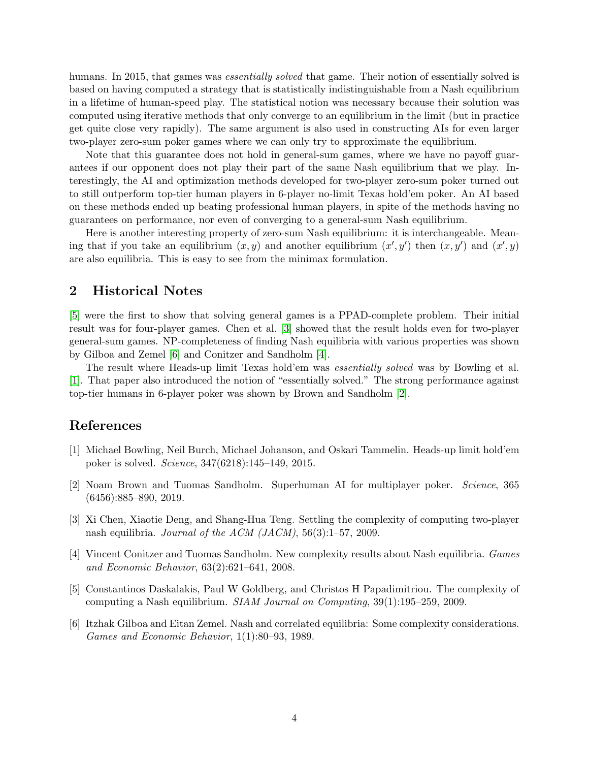humans. In 2015, that games was *essentially solved* that game. Their notion of essentially solved is based on having computed a strategy that is statistically indistinguishable from a Nash equilibrium in a lifetime of human-speed play. The statistical notion was necessary because their solution was computed using iterative methods that only converge to an equilibrium in the limit (but in practice get quite close very rapidly). The same argument is also used in constructing AIs for even larger two-player zero-sum poker games where we can only try to approximate the equilibrium.

Note that this guarantee does not hold in general-sum games, where we have no payoff guarantees if our opponent does not play their part of the same Nash equilibrium that we play. Interestingly, the AI and optimization methods developed for two-player zero-sum poker turned out to still outperform top-tier human players in 6-player no-limit Texas hold'em poker. An AI based on these methods ended up beating professional human players, in spite of the methods having no guarantees on performance, nor even of converging to a general-sum Nash equilibrium.

Here is another interesting property of zero-sum Nash equilibrium: it is interchangeable. Meaning that if you take an equilibrium $(x, y)$ and another equilibrium $(x', y')$ then $(x, y')$ and $(x', y)$ are also equilibria. This is easy to see from the minimax formulation.

## 2 Historical Notes

[5] were the first to show that solving general games is a PPAD-complete problem. Their initial result was for four-player games. Chen et al. [3] showed that the result holds even for two-player general-sum games. NP-completeness of finding Nash equilibria with various properties was shown by Gilboa and Zemel [6] and Conitzer and Sandholm [4].

The result where Heads-up limit Texas hold'em was *essentially solved* was by Bowling et al. [1]. That paper also introduced the notion of "essentially solved." The strong performance against top-tier humans in 6-player poker was shown by Brown and Sandholm [2].

## References

[1] Michael Bowling, Neil Burch, Michael Johanson, and Oskari Tammelin. Heads-up limit hold'em poker is solved. *Science*, 347(6218):145–149, 2015.

[2] Noam Brown and Tuomas Sandholm. Superhuman AI for multiplayer poker. *Science*, 365 (6456):885–890, 2019.

[3] Xi Chen, Xiaotie Deng, and Shang-Hua Teng. Settling the complexity of computing two-player nash equilibria. *Journal of the ACM (JACM)*, 56(3):1–57, 2009.

[4] Vincent Conitzer and Tuomas Sandholm. New complexity results about Nash equilibria. *Games and Economic Behavior*, 63(2):621–641, 2008.

[5] Constantinos Daskalakis, Paul W Goldberg, and Christos H Papadimitriou. The complexity of computing a Nash equilibrium. *SIAM Journal on Computing*, 39(1):195–259, 2009.

[6] Itzhak Gilboa and Eitan Zemel. Nash and correlated equilibria: Some complexity considerations. *Games and Economic Behavior*, 1(1):80–93, 1989.